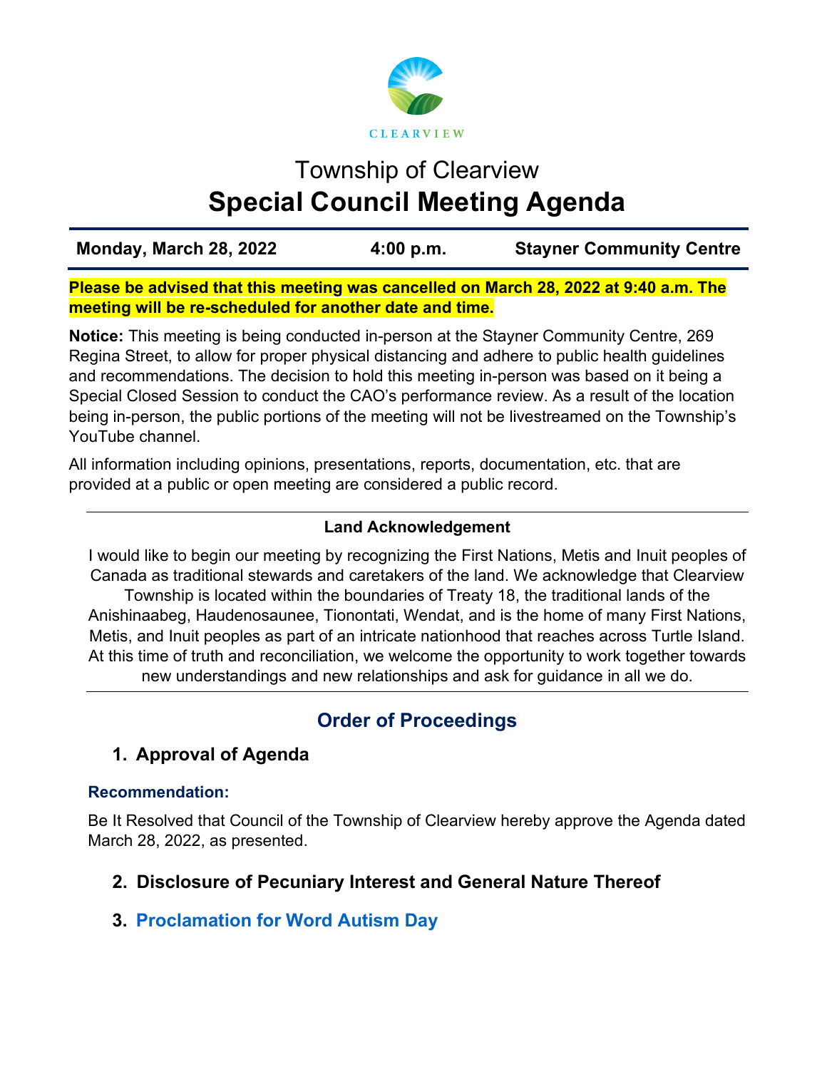CLEARVIEW

# Township of Clearview
# Special Council Meeting Agenda

| Monday, March 28, 2022 | 4:00 p.m. | Stayner Community Centre |
|---|---|---|

**Please be advised that this meeting was cancelled on March 28, 2022 at 9:40 a.m. The meeting will be re-scheduled for another date and time.**

**Notice:** This meeting is being conducted in-person at the Stayner Community Centre, 269 Regina Street, to allow for proper physical distancing and adhere to public health guidelines and recommendations. The decision to hold this meeting in-person was based on it being a Special Closed Session to conduct the CAO's performance review. As a result of the location being in-person, the public portions of the meeting will not be livestreamed on the Township's YouTube channel.

All information including opinions, presentations, reports, documentation, etc. that are provided at a public or open meeting are considered a public record.

**Land Acknowledgement**

I would like to begin our meeting by recognizing the First Nations, Metis and Inuit peoples of Canada as traditional stewards and caretakers of the land. We acknowledge that Clearview Township is located within the boundaries of Treaty 18, the traditional lands of the Anishinaabeg, Haudenosaunee, Tionontati, Wendat, and is the home of many First Nations, Metis, and Inuit peoples as part of an intricate nationhood that reaches across Turtle Island. At this time of truth and reconciliation, we welcome the opportunity to work together towards new understandings and new relationships and ask for guidance in all we do.

## Order of Proceedings

### 1. Approval of Agenda

**Recommendation:**

Be It Resolved that Council of the Township of Clearview hereby approve the Agenda dated March 28, 2022, as presented.

### 2. Disclosure of Pecuniary Interest and General Nature Thereof

### 3. Proclamation for Word Autism Day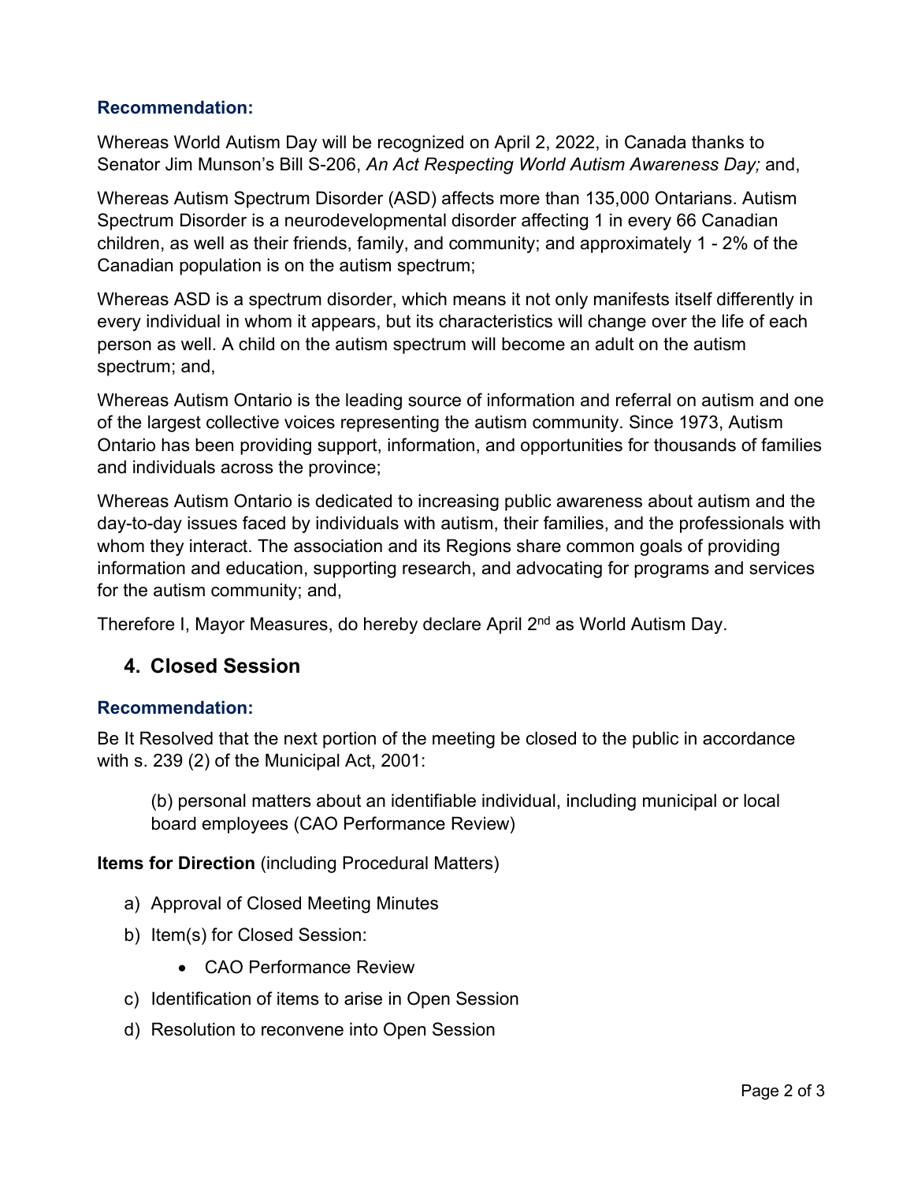**Recommendation:**

Whereas World Autism Day will be recognized on April 2, 2022, in Canada thanks to Senator Jim Munson's Bill S-206, *An Act Respecting World Autism Awareness Day;* and,

Whereas Autism Spectrum Disorder (ASD) affects more than 135,000 Ontarians. Autism Spectrum Disorder is a neurodevelopmental disorder affecting 1 in every 66 Canadian children, as well as their friends, family, and community; and approximately 1 - 2% of the Canadian population is on the autism spectrum;

Whereas ASD is a spectrum disorder, which means it not only manifests itself differently in every individual in whom it appears, but its characteristics will change over the life of each person as well. A child on the autism spectrum will become an adult on the autism spectrum; and,

Whereas Autism Ontario is the leading source of information and referral on autism and one of the largest collective voices representing the autism community. Since 1973, Autism Ontario has been providing support, information, and opportunities for thousands of families and individuals across the province;

Whereas Autism Ontario is dedicated to increasing public awareness about autism and the day-to-day issues faced by individuals with autism, their families, and the professionals with whom they interact. The association and its Regions share common goals of providing information and education, supporting research, and advocating for programs and services for the autism community; and,

Therefore I, Mayor Measures, do hereby declare April 2nd as World Autism Day.

## 4. Closed Session

**Recommendation:**

Be It Resolved that the next portion of the meeting be closed to the public in accordance with s. 239 (2) of the Municipal Act, 2001:

> (b) personal matters about an identifiable individual, including municipal or local board employees (CAO Performance Review)

**Items for Direction** (including Procedural Matters)

a) Approval of Closed Meeting Minutes

b) Item(s) for Closed Session:
   - CAO Performance Review

c) Identification of items to arise in Open Session

d) Resolution to reconvene into Open Session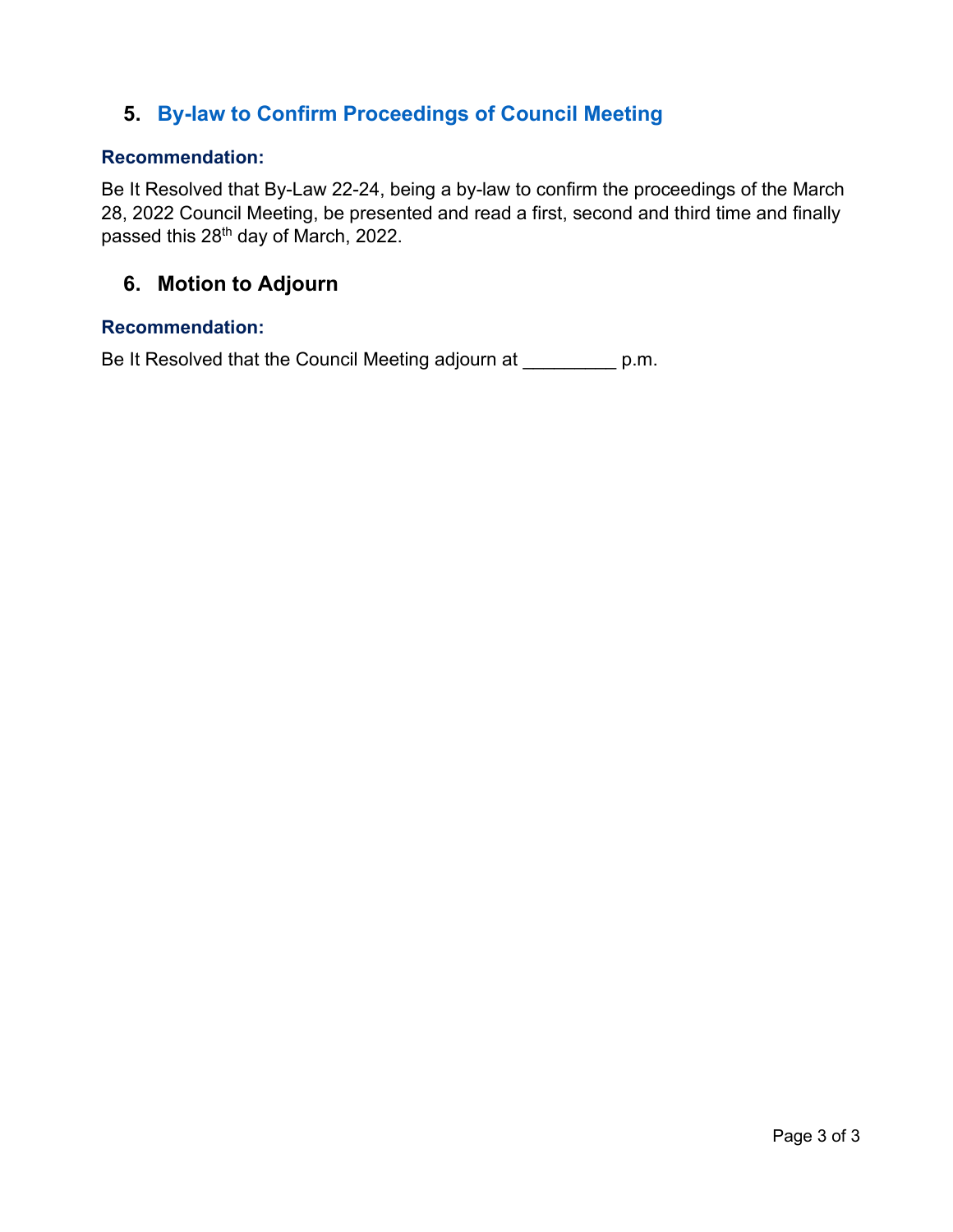## 5. By-law to Confirm Proceedings of Council Meeting

**Recommendation:**

Be It Resolved that By-Law 22-24, being a by-law to confirm the proceedings of the March 28, 2022 Council Meeting, be presented and read a first, second and third time and finally passed this 28th day of March, 2022.

## 6. Motion to Adjourn

**Recommendation:**

Be It Resolved that the Council Meeting adjourn at _________ p.m.